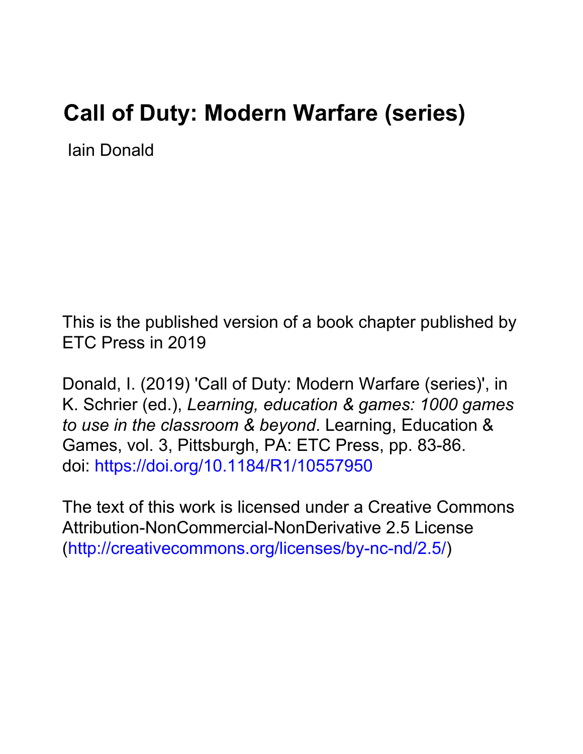# Call of Duty: Modern Warfare (series)

Iain Donald

This is the published version of a book chapter published by ETC Press in 2019

Donald, I. (2019) 'Call of Duty: Modern Warfare (series)', in K. Schrier (ed.), *Learning, education & games: 1000 games to use in the classroom & beyond*. Learning, Education & Games, vol. 3, Pittsburgh, PA: ETC Press, pp. 83-86. doi: https://doi.org/10.1184/R1/10557950

The text of this work is licensed under a Creative Commons Attribution-NonCommercial-NonDerivative 2.5 License (http://creativecommons.org/licenses/by-nc-nd/2.5/)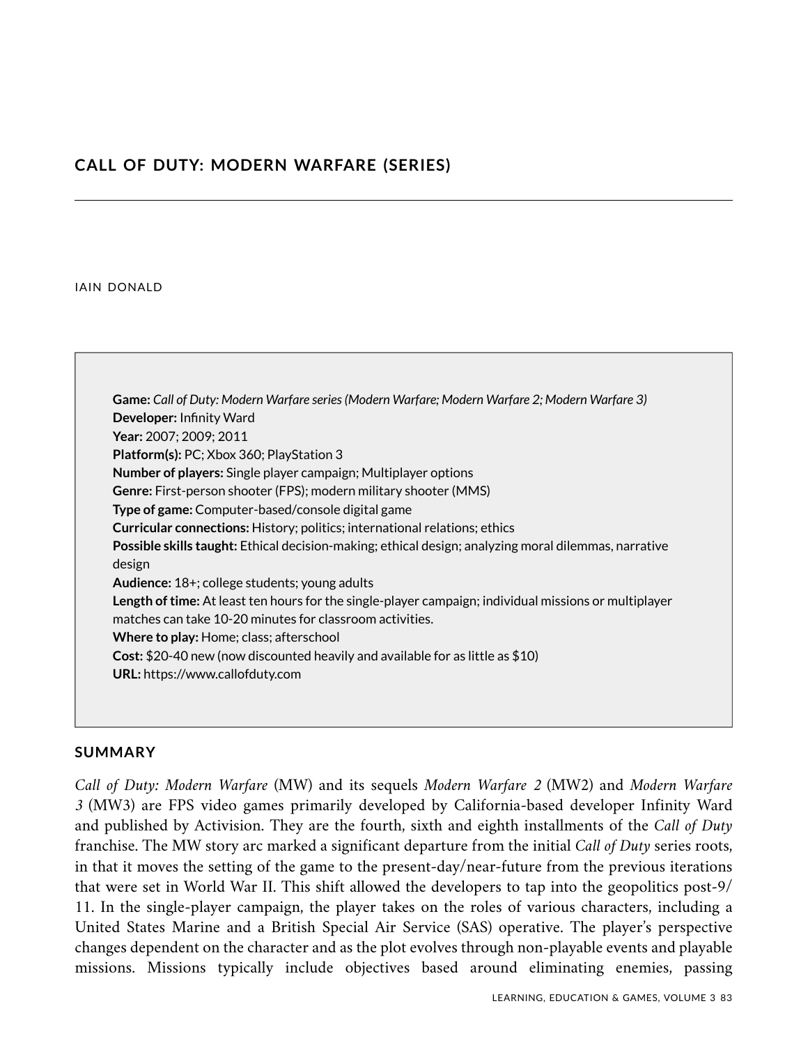## CALL OF DUTY: MODERN WARFARE (SERIES)

IAIN DONALD

**Game:** *Call of Duty: Modern Warfare series (Modern Warfare; Modern Warfare 2; Modern Warfare 3)*
**Developer:** Infinity Ward
**Year:** 2007; 2009; 2011
**Platform(s):** PC; Xbox 360; PlayStation 3
**Number of players:** Single player campaign; Multiplayer options
**Genre:** First-person shooter (FPS); modern military shooter (MMS)
**Type of game:** Computer-based/console digital game
**Curricular connections:** History; politics; international relations; ethics
**Possible skills taught:** Ethical decision-making; ethical design; analyzing moral dilemmas, narrative design
**Audience:** 18+; college students; young adults
**Length of time:** At least ten hours for the single-player campaign; individual missions or multiplayer matches can take 10-20 minutes for classroom activities.
**Where to play:** Home; class; afterschool
**Cost:** $20-40 new (now discounted heavily and available for as little as $10)
**URL:** https://www.callofduty.com

### SUMMARY

*Call of Duty: Modern Warfare* (MW) and its sequels *Modern Warfare 2* (MW2) and *Modern Warfare 3* (MW3) are FPS video games primarily developed by California-based developer Infinity Ward and published by Activision. They are the fourth, sixth and eighth installments of the *Call of Duty* franchise. The MW story arc marked a significant departure from the initial *Call of Duty* series roots, in that it moves the setting of the game to the present-day/near-future from the previous iterations that were set in World War II. This shift allowed the developers to tap into the geopolitics post-9/11. In the single-player campaign, the player takes on the roles of various characters, including a United States Marine and a British Special Air Service (SAS) operative. The player's perspective changes dependent on the character and as the plot evolves through non-playable events and playable missions. Missions typically include objectives based around eliminating enemies, passing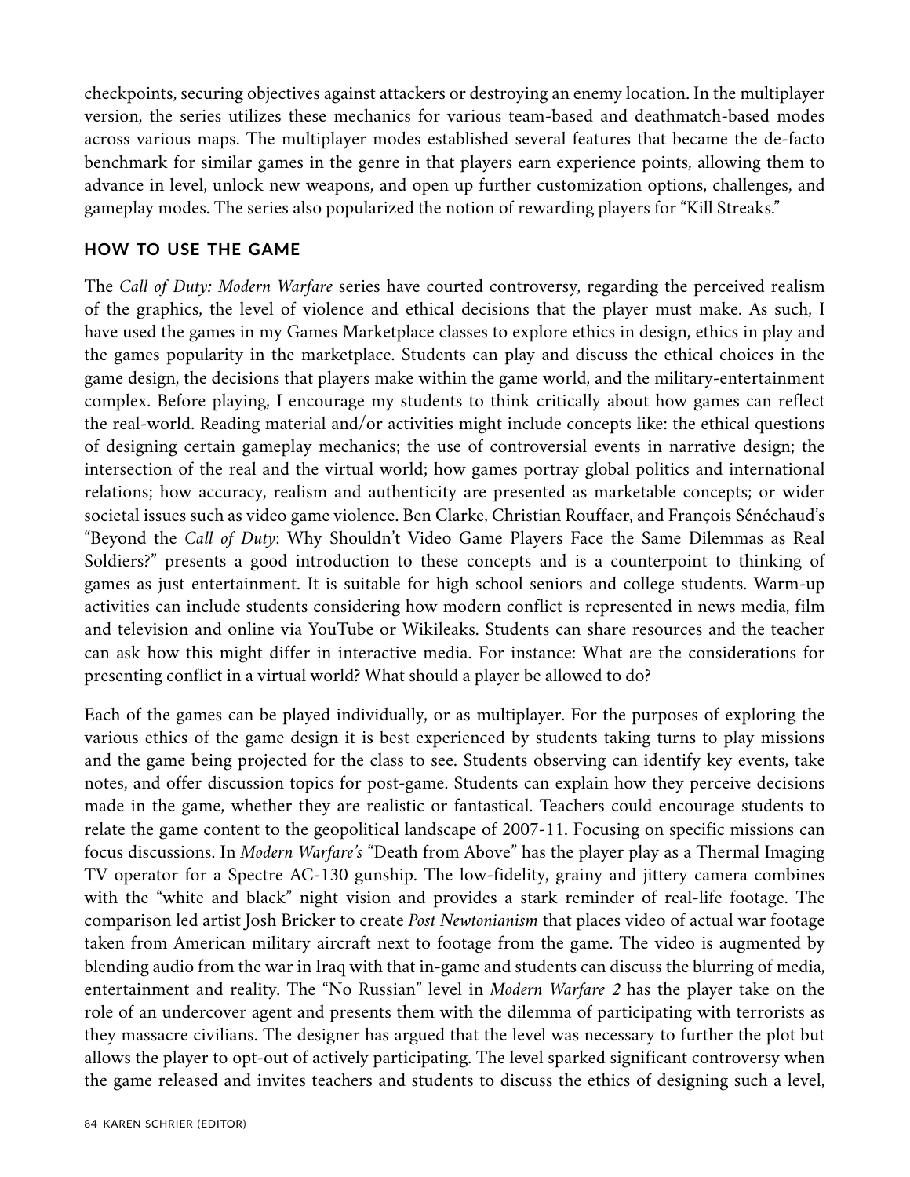checkpoints, securing objectives against attackers or destroying an enemy location. In the multiplayer version, the series utilizes these mechanics for various team-based and deathmatch-based modes across various maps. The multiplayer modes established several features that became the de-facto benchmark for similar games in the genre in that players earn experience points, allowing them to advance in level, unlock new weapons, and open up further customization options, challenges, and gameplay modes. The series also popularized the notion of rewarding players for "Kill Streaks."

## HOW TO USE THE GAME

The *Call of Duty: Modern Warfare* series have courted controversy, regarding the perceived realism of the graphics, the level of violence and ethical decisions that the player must make. As such, I have used the games in my Games Marketplace classes to explore ethics in design, ethics in play and the games popularity in the marketplace. Students can play and discuss the ethical choices in the game design, the decisions that players make within the game world, and the military-entertainment complex. Before playing, I encourage my students to think critically about how games can reflect the real-world. Reading material and/or activities might include concepts like: the ethical questions of designing certain gameplay mechanics; the use of controversial events in narrative design; the intersection of the real and the virtual world; how games portray global politics and international relations; how accuracy, realism and authenticity are presented as marketable concepts; or wider societal issues such as video game violence. Ben Clarke, Christian Rouffaer, and François Sénéchaud's "Beyond the *Call of Duty*: Why Shouldn't Video Game Players Face the Same Dilemmas as Real Soldiers?" presents a good introduction to these concepts and is a counterpoint to thinking of games as just entertainment. It is suitable for high school seniors and college students. Warm-up activities can include students considering how modern conflict is represented in news media, film and television and online via YouTube or Wikileaks. Students can share resources and the teacher can ask how this might differ in interactive media. For instance: What are the considerations for presenting conflict in a virtual world? What should a player be allowed to do?

Each of the games can be played individually, or as multiplayer. For the purposes of exploring the various ethics of the game design it is best experienced by students taking turns to play missions and the game being projected for the class to see. Students observing can identify key events, take notes, and offer discussion topics for post-game. Students can explain how they perceive decisions made in the game, whether they are realistic or fantastical. Teachers could encourage students to relate the game content to the geopolitical landscape of 2007-11. Focusing on specific missions can focus discussions. In *Modern Warfare's* "Death from Above" has the player play as a Thermal Imaging TV operator for a Spectre AC-130 gunship. The low-fidelity, grainy and jittery camera combines with the "white and black" night vision and provides a stark reminder of real-life footage. The comparison led artist Josh Bricker to create *Post Newtonianism* that places video of actual war footage taken from American military aircraft next to footage from the game. The video is augmented by blending audio from the war in Iraq with that in-game and students can discuss the blurring of media, entertainment and reality. The "No Russian" level in *Modern Warfare 2* has the player take on the role of an undercover agent and presents them with the dilemma of participating with terrorists as they massacre civilians. The designer has argued that the level was necessary to further the plot but allows the player to opt-out of actively participating. The level sparked significant controversy when the game released and invites teachers and students to discuss the ethics of designing such a level,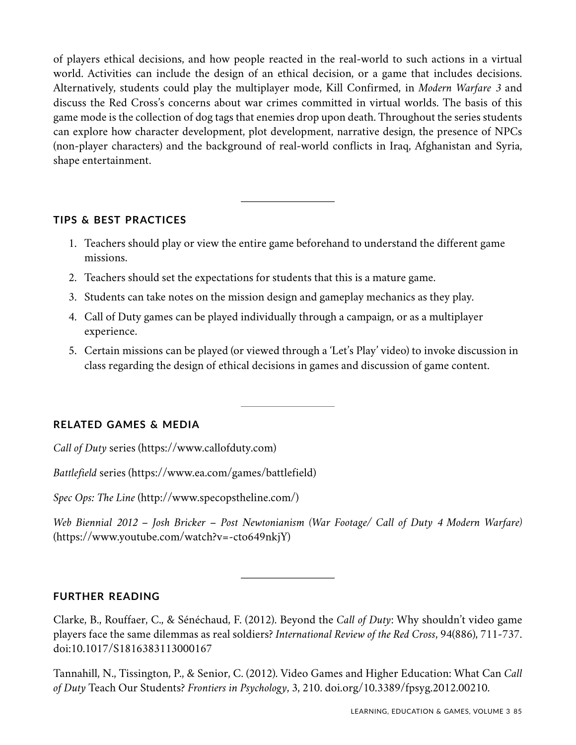of players ethical decisions, and how people reacted in the real-world to such actions in a virtual world. Activities can include the design of an ethical decision, or a game that includes decisions. Alternatively, students could play the multiplayer mode, Kill Confirmed, in *Modern Warfare 3* and discuss the Red Cross's concerns about war crimes committed in virtual worlds. The basis of this game mode is the collection of dog tags that enemies drop upon death. Throughout the series students can explore how character development, plot development, narrative design, the presence of NPCs (non-player characters) and the background of real-world conflicts in Iraq, Afghanistan and Syria, shape entertainment.

---

## TIPS & BEST PRACTICES

1. Teachers should play or view the entire game beforehand to understand the different game missions.
2. Teachers should set the expectations for students that this is a mature game.
3. Students can take notes on the mission design and gameplay mechanics as they play.
4. Call of Duty games can be played individually through a campaign, or as a multiplayer experience.
5. Certain missions can be played (or viewed through a 'Let's Play' video) to invoke discussion in class regarding the design of ethical decisions in games and discussion of game content.

---

## RELATED GAMES & MEDIA

*Call of Duty* series (https://www.callofduty.com)

*Battlefield* series (https://www.ea.com/games/battlefield)

*Spec Ops: The Line* (http://www.specopstheline.com/)

*Web Biennial 2012 – Josh Bricker – Post Newtonianism (War Footage/ Call of Duty 4 Modern Warfare)* (https://www.youtube.com/watch?v=-cto649nkjY)

---

## FURTHER READING

Clarke, B., Rouffaer, C., & Sénéchaud, F. (2012). Beyond the *Call of Duty*: Why shouldn't video game players face the same dilemmas as real soldiers? *International Review of the Red Cross*, 94(886), 711-737. doi:10.1017/S1816383113000167

Tannahill, N., Tissington, P., & Senior, C. (2012). Video Games and Higher Education: What Can *Call of Duty* Teach Our Students? *Frontiers in Psychology*, 3, 210. doi.org/10.3389/fpsyg.2012.00210.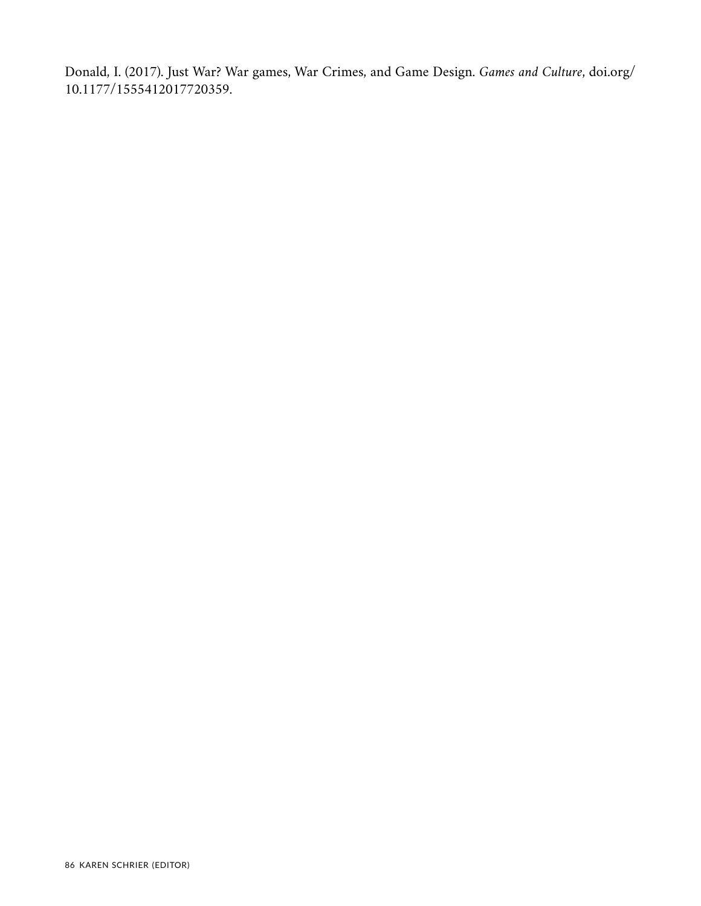Donald, I. (2017). Just War? War games, War Crimes, and Game Design. *Games and Culture*, doi.org/10.1177/1555412017720359.